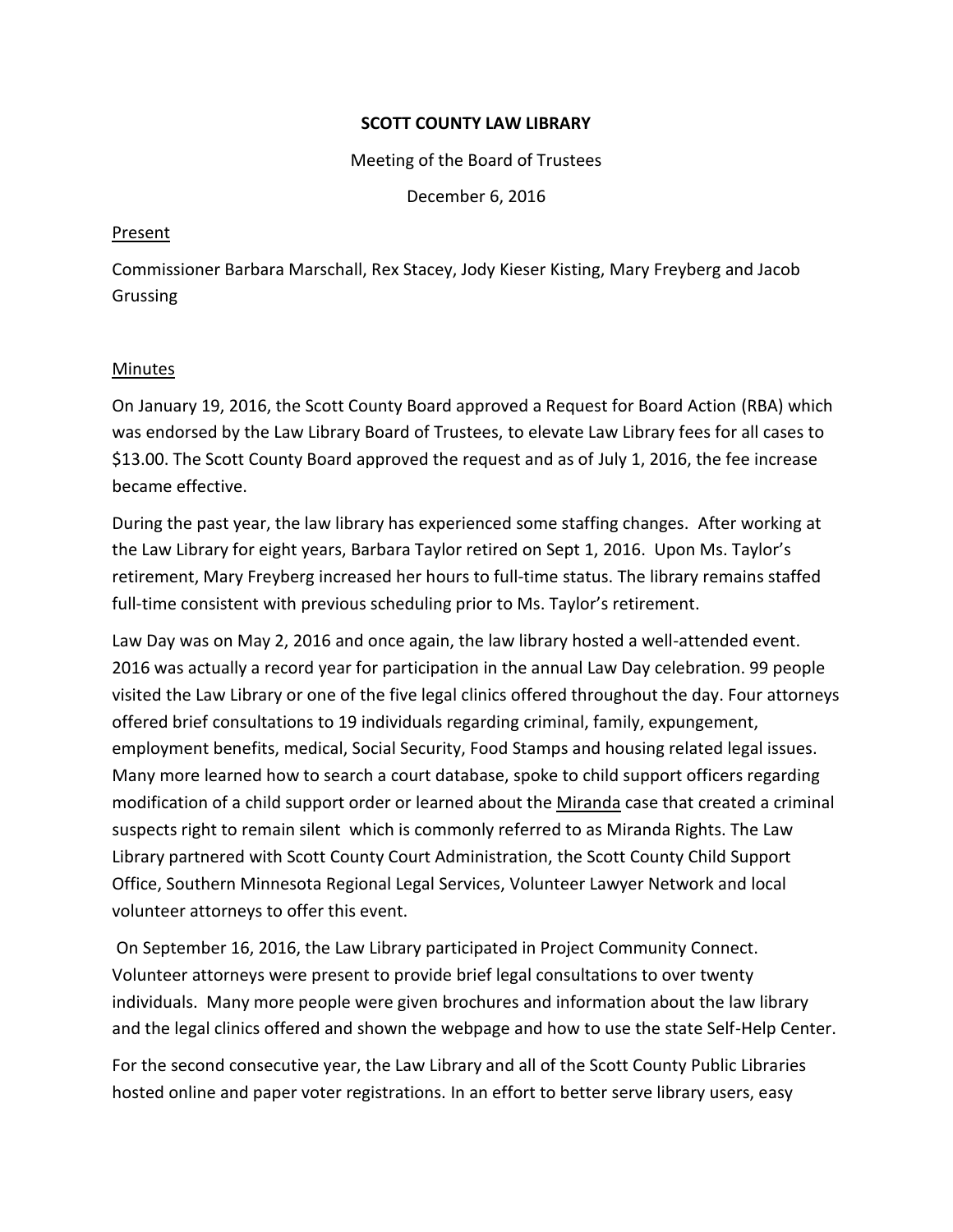**SCOTT COUNTY LAW LIBRARY**

Meeting of the Board of Trustees

December 6, 2016

Present

Commissioner Barbara Marschall, Rex Stacey, Jody Kieser Kisting, Mary Freyberg and Jacob Grussing

Minutes

On January 19, 2016, the Scott County Board approved a Request for Board Action (RBA) which was endorsed by the Law Library Board of Trustees, to elevate Law Library fees for all cases to $13.00. The Scott County Board approved the request and as of July 1, 2016, the fee increase became effective.

During the past year, the law library has experienced some staffing changes. After working at the Law Library for eight years, Barbara Taylor retired on Sept 1, 2016. Upon Ms. Taylor's retirement, Mary Freyberg increased her hours to full-time status. The library remains staffed full-time consistent with previous scheduling prior to Ms. Taylor's retirement.

Law Day was on May 2, 2016 and once again, the law library hosted a well-attended event. 2016 was actually a record year for participation in the annual Law Day celebration. 99 people visited the Law Library or one of the five legal clinics offered throughout the day. Four attorneys offered brief consultations to 19 individuals regarding criminal, family, expungement, employment benefits, medical, Social Security, Food Stamps and housing related legal issues. Many more learned how to search a court database, spoke to child support officers regarding modification of a child support order or learned about the Miranda case that created a criminal suspects right to remain silent which is commonly referred to as Miranda Rights. The Law Library partnered with Scott County Court Administration, the Scott County Child Support Office, Southern Minnesota Regional Legal Services, Volunteer Lawyer Network and local volunteer attorneys to offer this event.

On September 16, 2016, the Law Library participated in Project Community Connect. Volunteer attorneys were present to provide brief legal consultations to over twenty individuals. Many more people were given brochures and information about the law library and the legal clinics offered and shown the webpage and how to use the state Self-Help Center.

For the second consecutive year, the Law Library and all of the Scott County Public Libraries hosted online and paper voter registrations. In an effort to better serve library users, easy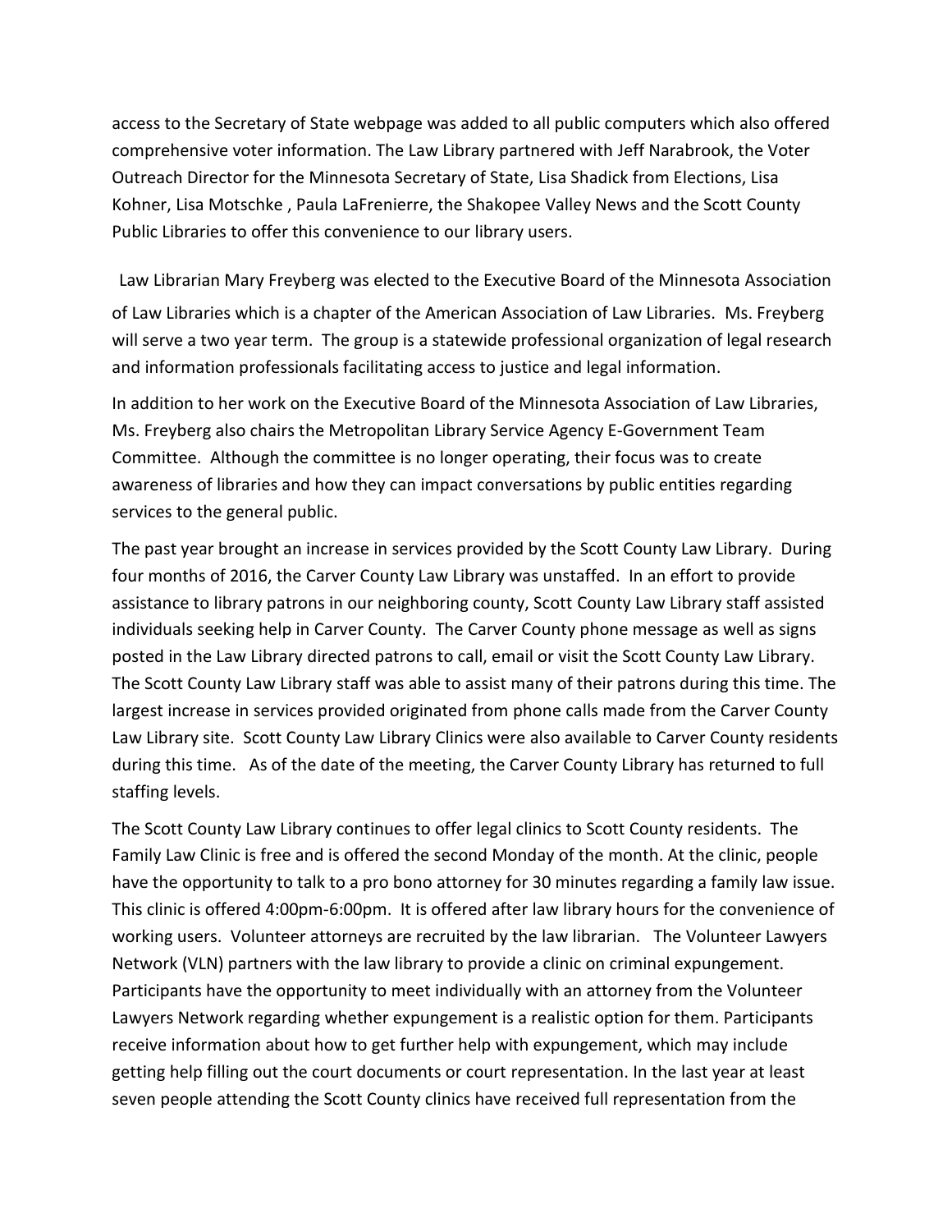access to the Secretary of State webpage was added to all public computers which also offered comprehensive voter information. The Law Library partnered with Jeff Narabrook, the Voter Outreach Director for the Minnesota Secretary of State, Lisa Shadick from Elections, Lisa Kohner, Lisa Motschke , Paula LaFrenierre, the Shakopee Valley News and the Scott County Public Libraries to offer this convenience to our library users.

Law Librarian Mary Freyberg was elected to the Executive Board of the Minnesota Association of Law Libraries which is a chapter of the American Association of Law Libraries. Ms. Freyberg will serve a two year term. The group is a statewide professional organization of legal research and information professionals facilitating access to justice and legal information.

In addition to her work on the Executive Board of the Minnesota Association of Law Libraries, Ms. Freyberg also chairs the Metropolitan Library Service Agency E-Government Team Committee. Although the committee is no longer operating, their focus was to create awareness of libraries and how they can impact conversations by public entities regarding services to the general public.

The past year brought an increase in services provided by the Scott County Law Library. During four months of 2016, the Carver County Law Library was unstaffed. In an effort to provide assistance to library patrons in our neighboring county, Scott County Law Library staff assisted individuals seeking help in Carver County. The Carver County phone message as well as signs posted in the Law Library directed patrons to call, email or visit the Scott County Law Library. The Scott County Law Library staff was able to assist many of their patrons during this time. The largest increase in services provided originated from phone calls made from the Carver County Law Library site. Scott County Law Library Clinics were also available to Carver County residents during this time. As of the date of the meeting, the Carver County Library has returned to full staffing levels.

The Scott County Law Library continues to offer legal clinics to Scott County residents. The Family Law Clinic is free and is offered the second Monday of the month. At the clinic, people have the opportunity to talk to a pro bono attorney for 30 minutes regarding a family law issue. This clinic is offered 4:00pm-6:00pm. It is offered after law library hours for the convenience of working users. Volunteer attorneys are recruited by the law librarian. The Volunteer Lawyers Network (VLN) partners with the law library to provide a clinic on criminal expungement. Participants have the opportunity to meet individually with an attorney from the Volunteer Lawyers Network regarding whether expungement is a realistic option for them. Participants receive information about how to get further help with expungement, which may include getting help filling out the court documents or court representation. In the last year at least seven people attending the Scott County clinics have received full representation from the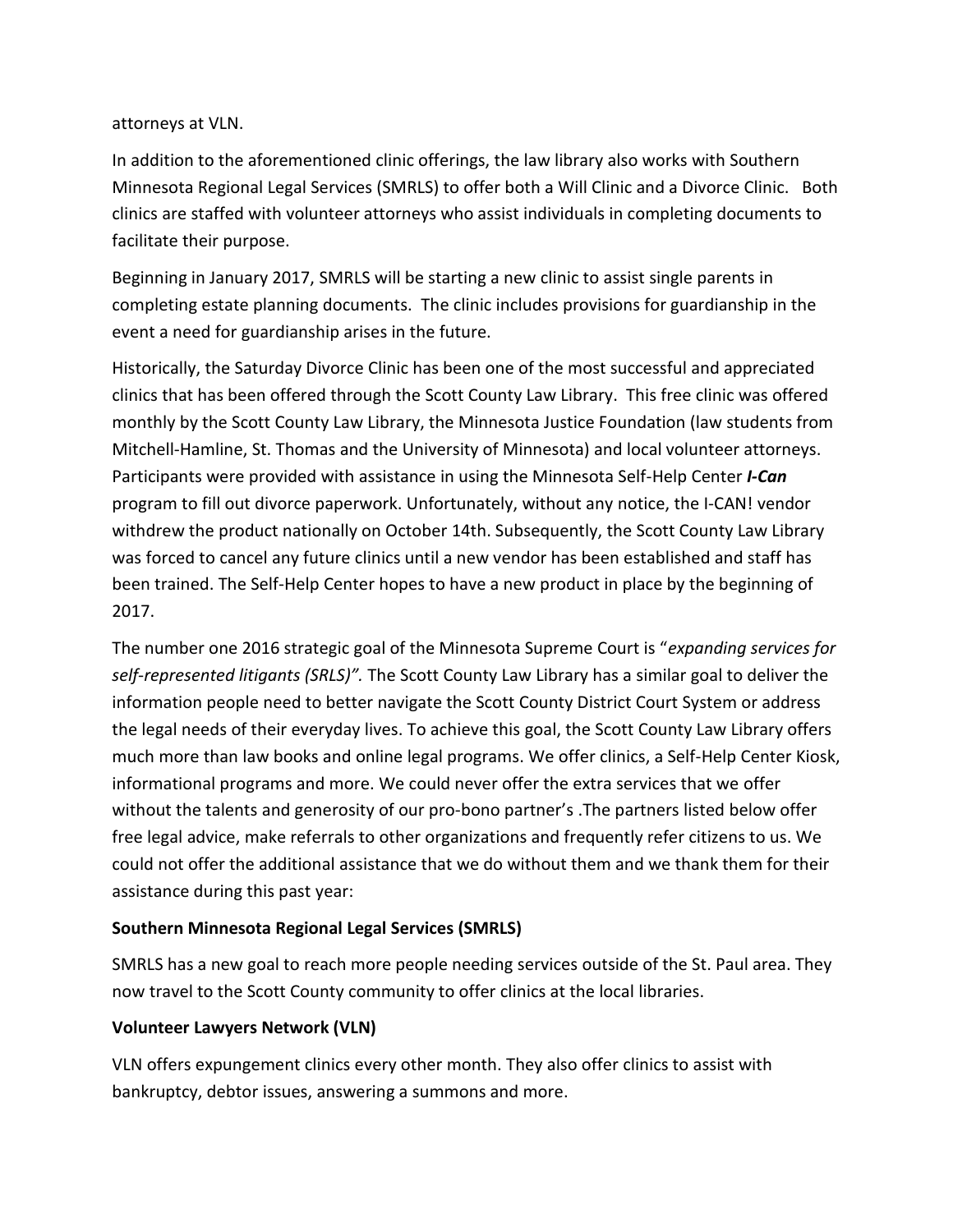attorneys at VLN.

In addition to the aforementioned clinic offerings, the law library also works with Southern Minnesota Regional Legal Services (SMRLS) to offer both a Will Clinic and a Divorce Clinic.  Both clinics are staffed with volunteer attorneys who assist individuals in completing documents to facilitate their purpose.

Beginning in January 2017, SMRLS will be starting a new clinic to assist single parents in completing estate planning documents.  The clinic includes provisions for guardianship in the event a need for guardianship arises in the future.

Historically, the Saturday Divorce Clinic has been one of the most successful and appreciated clinics that has been offered through the Scott County Law Library.  This free clinic was offered monthly by the Scott County Law Library, the Minnesota Justice Foundation (law students from Mitchell-Hamline, St. Thomas and the University of Minnesota) and local volunteer attorneys. Participants were provided with assistance in using the Minnesota Self-Help Center ***I-Can*** program to fill out divorce paperwork. Unfortunately, without any notice, the I-CAN! vendor withdrew the product nationally on October 14th. Subsequently, the Scott County Law Library was forced to cancel any future clinics until a new vendor has been established and staff has been trained. The Self-Help Center hopes to have a new product in place by the beginning of 2017.

The number one 2016 strategic goal of the Minnesota Supreme Court is "*expanding services for self-represented litigants (SRLS)".* The Scott County Law Library has a similar goal to deliver the information people need to better navigate the Scott County District Court System or address the legal needs of their everyday lives. To achieve this goal, the Scott County Law Library offers much more than law books and online legal programs. We offer clinics, a Self-Help Center Kiosk, informational programs and more. We could never offer the extra services that we offer without the talents and generosity of our pro-bono partner's .The partners listed below offer free legal advice, make referrals to other organizations and frequently refer citizens to us. We could not offer the additional assistance that we do without them and we thank them for their assistance during this past year:

**Southern Minnesota Regional Legal Services (SMRLS)**

SMRLS has a new goal to reach more people needing services outside of the St. Paul area. They now travel to the Scott County community to offer clinics at the local libraries.

**Volunteer Lawyers Network (VLN)**

VLN offers expungement clinics every other month. They also offer clinics to assist with bankruptcy, debtor issues, answering a summons and more.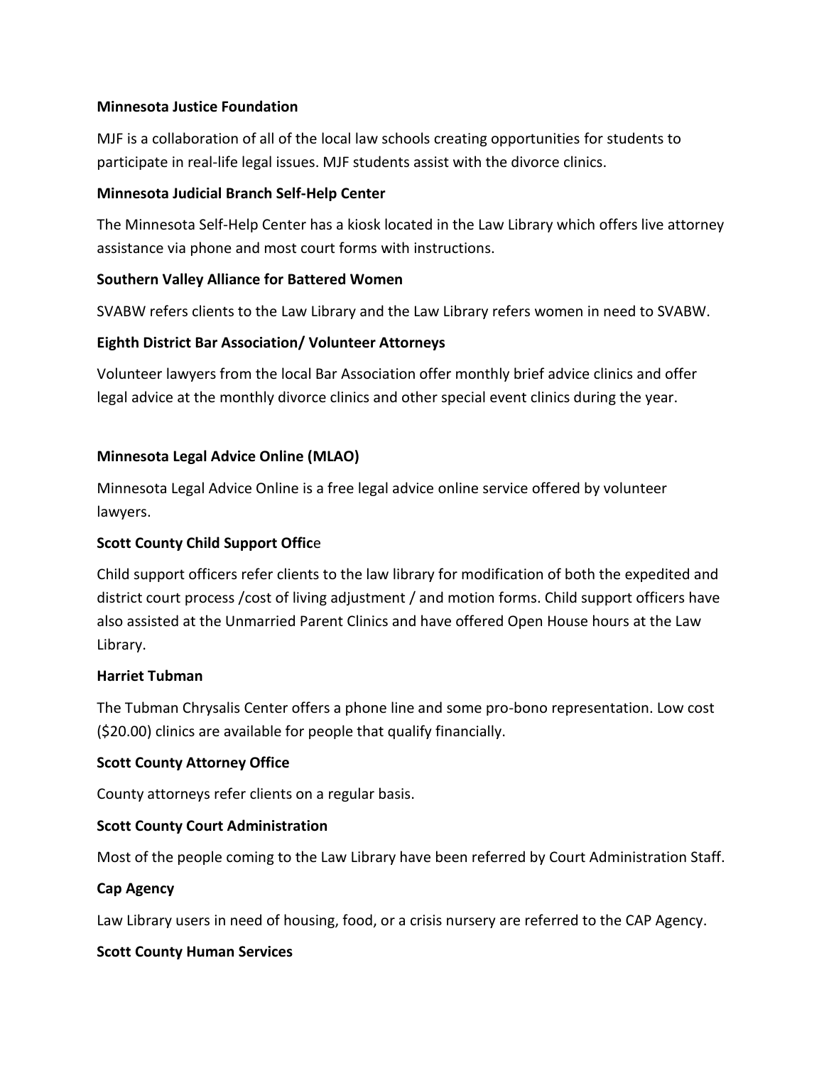**Minnesota Justice Foundation**

MJF is a collaboration of all of the local law schools creating opportunities for students to participate in real-life legal issues. MJF students assist with the divorce clinics.

**Minnesota Judicial Branch Self-Help Center**

The Minnesota Self-Help Center has a kiosk located in the Law Library which offers live attorney assistance via phone and most court forms with instructions.

**Southern Valley Alliance for Battered Women**

SVABW refers clients to the Law Library and the Law Library refers women in need to SVABW.

**Eighth District Bar Association/ Volunteer Attorneys**

Volunteer lawyers from the local Bar Association offer monthly brief advice clinics and offer legal advice at the monthly divorce clinics and other special event clinics during the year.

**Minnesota Legal Advice Online (MLAO)**

Minnesota Legal Advice Online is a free legal advice online service offered by volunteer lawyers.

**Scott County Child Support Offic**e

Child support officers refer clients to the law library for modification of both the expedited and district court process /cost of living adjustment / and motion forms. Child support officers have also assisted at the Unmarried Parent Clinics and have offered Open House hours at the Law Library.

**Harriet Tubman**

The Tubman Chrysalis Center offers a phone line and some pro-bono representation. Low cost ($20.00) clinics are available for people that qualify financially.

**Scott County Attorney Office**

County attorneys refer clients on a regular basis.

**Scott County Court Administration**

Most of the people coming to the Law Library have been referred by Court Administration Staff.

**Cap Agency**

Law Library users in need of housing, food, or a crisis nursery are referred to the CAP Agency.

**Scott County Human Services**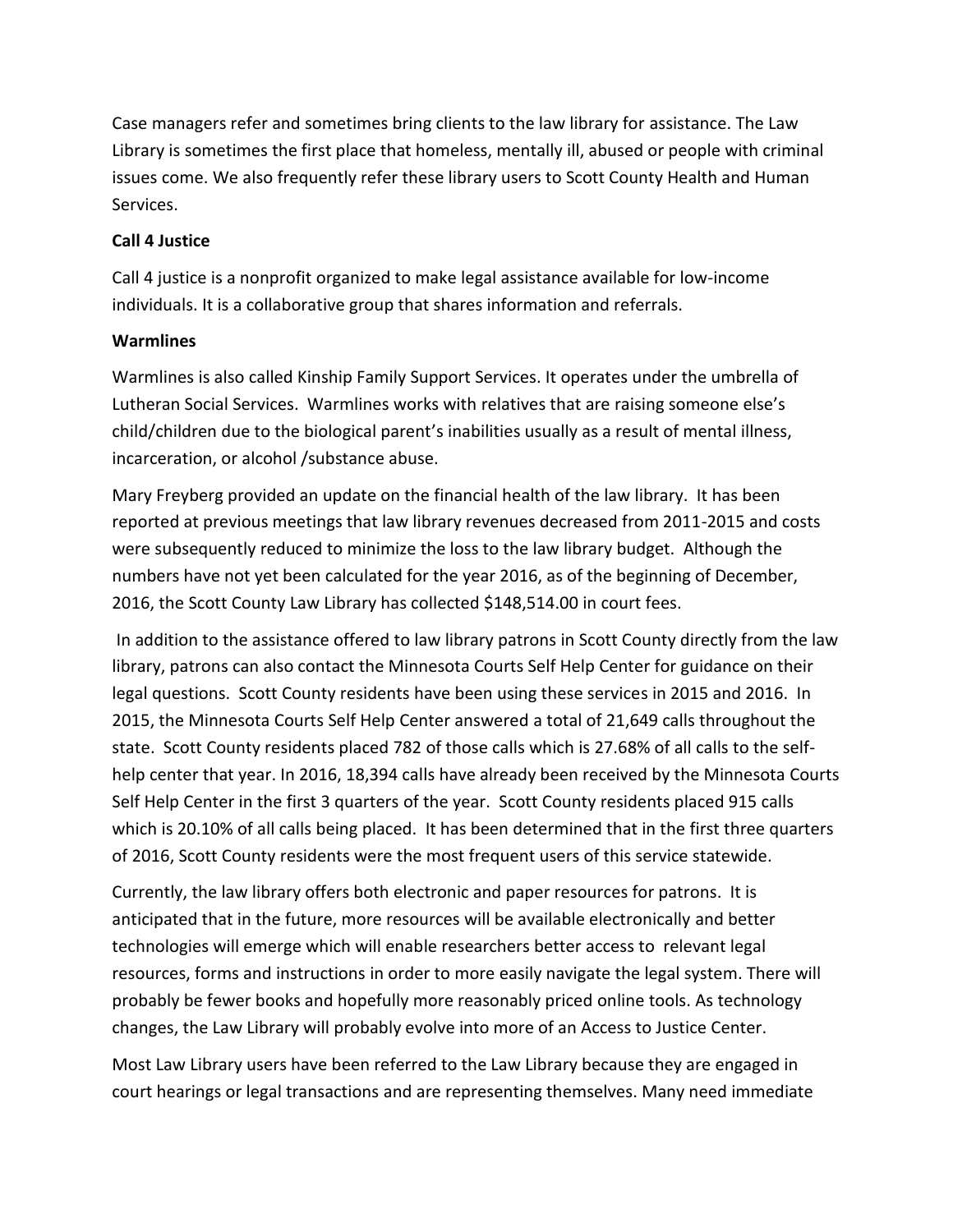Case managers refer and sometimes bring clients to the law library for assistance. The Law Library is sometimes the first place that homeless, mentally ill, abused or people with criminal issues come. We also frequently refer these library users to Scott County Health and Human Services.

**Call 4 Justice**

Call 4 justice is a nonprofit organized to make legal assistance available for low-income individuals. It is a collaborative group that shares information and referrals.

**Warmlines**

Warmlines is also called Kinship Family Support Services. It operates under the umbrella of Lutheran Social Services. Warmlines works with relatives that are raising someone else's child/children due to the biological parent's inabilities usually as a result of mental illness, incarceration, or alcohol /substance abuse.

Mary Freyberg provided an update on the financial health of the law library. It has been reported at previous meetings that law library revenues decreased from 2011-2015 and costs were subsequently reduced to minimize the loss to the law library budget. Although the numbers have not yet been calculated for the year 2016, as of the beginning of December, 2016, the Scott County Law Library has collected $148,514.00 in court fees.

In addition to the assistance offered to law library patrons in Scott County directly from the law library, patrons can also contact the Minnesota Courts Self Help Center for guidance on their legal questions. Scott County residents have been using these services in 2015 and 2016. In 2015, the Minnesota Courts Self Help Center answered a total of 21,649 calls throughout the state. Scott County residents placed 782 of those calls which is 27.68% of all calls to the self-help center that year. In 2016, 18,394 calls have already been received by the Minnesota Courts Self Help Center in the first 3 quarters of the year. Scott County residents placed 915 calls which is 20.10% of all calls being placed. It has been determined that in the first three quarters of 2016, Scott County residents were the most frequent users of this service statewide.

Currently, the law library offers both electronic and paper resources for patrons. It is anticipated that in the future, more resources will be available electronically and better technologies will emerge which will enable researchers better access to relevant legal resources, forms and instructions in order to more easily navigate the legal system. There will probably be fewer books and hopefully more reasonably priced online tools. As technology changes, the Law Library will probably evolve into more of an Access to Justice Center.

Most Law Library users have been referred to the Law Library because they are engaged in court hearings or legal transactions and are representing themselves. Many need immediate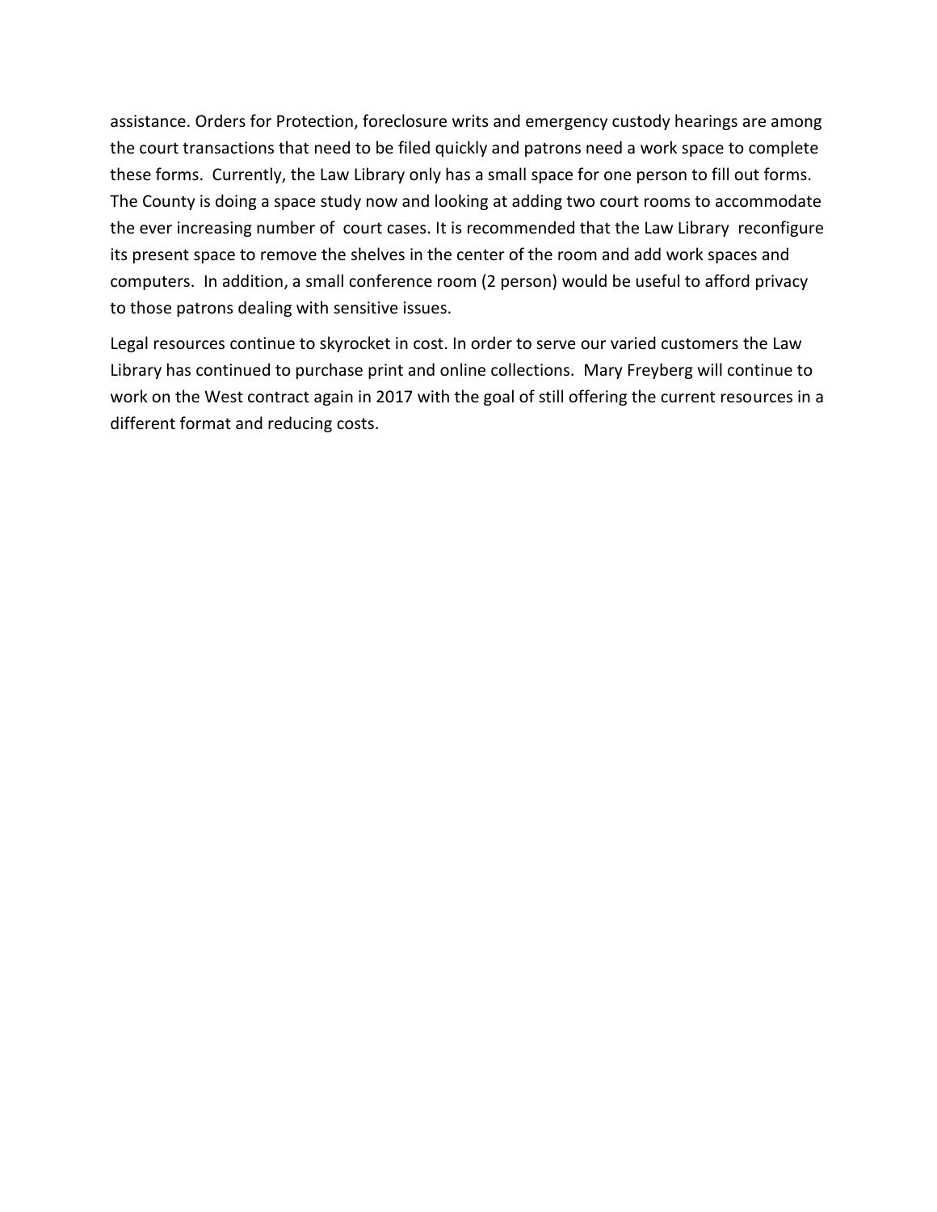assistance. Orders for Protection, foreclosure writs and emergency custody hearings are among the court transactions that need to be filed quickly and patrons need a work space to complete these forms. Currently, the Law Library only has a small space for one person to fill out forms. The County is doing a space study now and looking at adding two court rooms to accommodate the ever increasing number of court cases. It is recommended that the Law Library reconfigure its present space to remove the shelves in the center of the room and add work spaces and computers. In addition, a small conference room (2 person) would be useful to afford privacy to those patrons dealing with sensitive issues.

Legal resources continue to skyrocket in cost. In order to serve our varied customers the Law Library has continued to purchase print and online collections. Mary Freyberg will continue to work on the West contract again in 2017 with the goal of still offering the current resources in a different format and reducing costs.